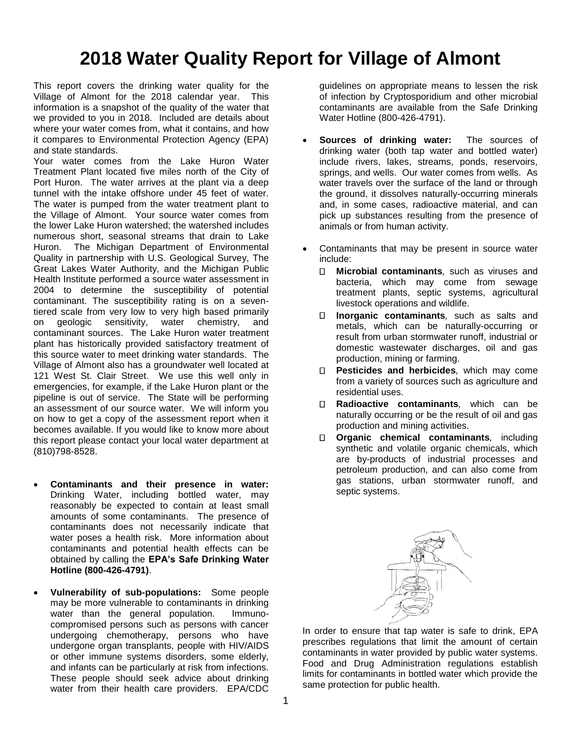# 2018 Water Quality Report for Village of Almont

This report covers the drinking water quality for the Village of Almont for the 2018 calendar year. This information is a snapshot of the quality of the water that we provided to you in 2018. Included are details about where your water comes from, what it contains, and how it compares to Environmental Protection Agency (EPA) and state standards.

Your water comes from the Lake Huron Water Treatment Plant located five miles north of the City of Port Huron. The water arrives at the plant via a deep tunnel with the intake offshore under 45 feet of water. The water is pumped from the water treatment plant to the Village of Almont. Your source water comes from the lower Lake Huron watershed; the watershed includes numerous short, seasonal streams that drain to Lake Huron. The Michigan Department of Environmental Quality in partnership with U.S. Geological Survey, The Great Lakes Water Authority, and the Michigan Public Health Institute performed a source water assessment in 2004 to determine the susceptibility of potential contaminant. The susceptibility rating is on a seven-tiered scale from very low to very high based primarily on geologic sensitivity, water chemistry, and contaminant sources. The Lake Huron water treatment plant has historically provided satisfactory treatment of this source water to meet drinking water standards. The Village of Almont also has a groundwater well located at 121 West St. Clair Street. We use this well only in emergencies, for example, if the Lake Huron plant or the pipeline is out of service. The State will be performing an assessment of our source water. We will inform you on how to get a copy of the assessment report when it becomes available. If you would like to know more about this report please contact your local water department at (810)798-8528.

- **Contaminants and their presence in water:** Drinking Water, including bottled water, may reasonably be expected to contain at least small amounts of some contaminants. The presence of contaminants does not necessarily indicate that water poses a health risk. More information about contaminants and potential health effects can be obtained by calling the **EPA's Safe Drinking Water Hotline (800-426-4791)**.

- **Vulnerability of sub-populations:** Some people may be more vulnerable to contaminants in drinking water than the general population. Immuno-compromised persons such as persons with cancer undergoing chemotherapy, persons who have undergone organ transplants, people with HIV/AIDS or other immune systems disorders, some elderly, and infants can be particularly at risk from infections. These people should seek advice about drinking water from their health care providers. EPA/CDC guidelines on appropriate means to lessen the risk of infection by Cryptosporidium and other microbial contaminants are available from the Safe Drinking Water Hotline (800-426-4791).

- **Sources of drinking water:** The sources of drinking water (both tap water and bottled water) include rivers, lakes, streams, ponds, reservoirs, springs, and wells. Our water comes from wells. As water travels over the surface of the land or through the ground, it dissolves naturally-occurring minerals and, in some cases, radioactive material, and can pick up substances resulting from the presence of animals or from human activity.

- Contaminants that may be present in source water include:
  - **Microbial contaminants**, such as viruses and bacteria, which may come from sewage treatment plants, septic systems, agricultural livestock operations and wildlife.
  - **Inorganic contaminants**, such as salts and metals, which can be naturally-occurring or result from urban stormwater runoff, industrial or domestic wastewater discharges, oil and gas production, mining or farming.
  - **Pesticides and herbicides**, which may come from a variety of sources such as agriculture and residential uses.
  - **Radioactive contaminants**, which can be naturally occurring or be the result of oil and gas production and mining activities.
  - **Organic chemical contaminants**, including synthetic and volatile organic chemicals, which are by-products of industrial processes and petroleum production, and can also come from gas stations, urban stormwater runoff, and septic systems.

In order to ensure that tap water is safe to drink, EPA prescribes regulations that limit the amount of certain contaminants in water provided by public water systems. Food and Drug Administration regulations establish limits for contaminants in bottled water which provide the same protection for public health.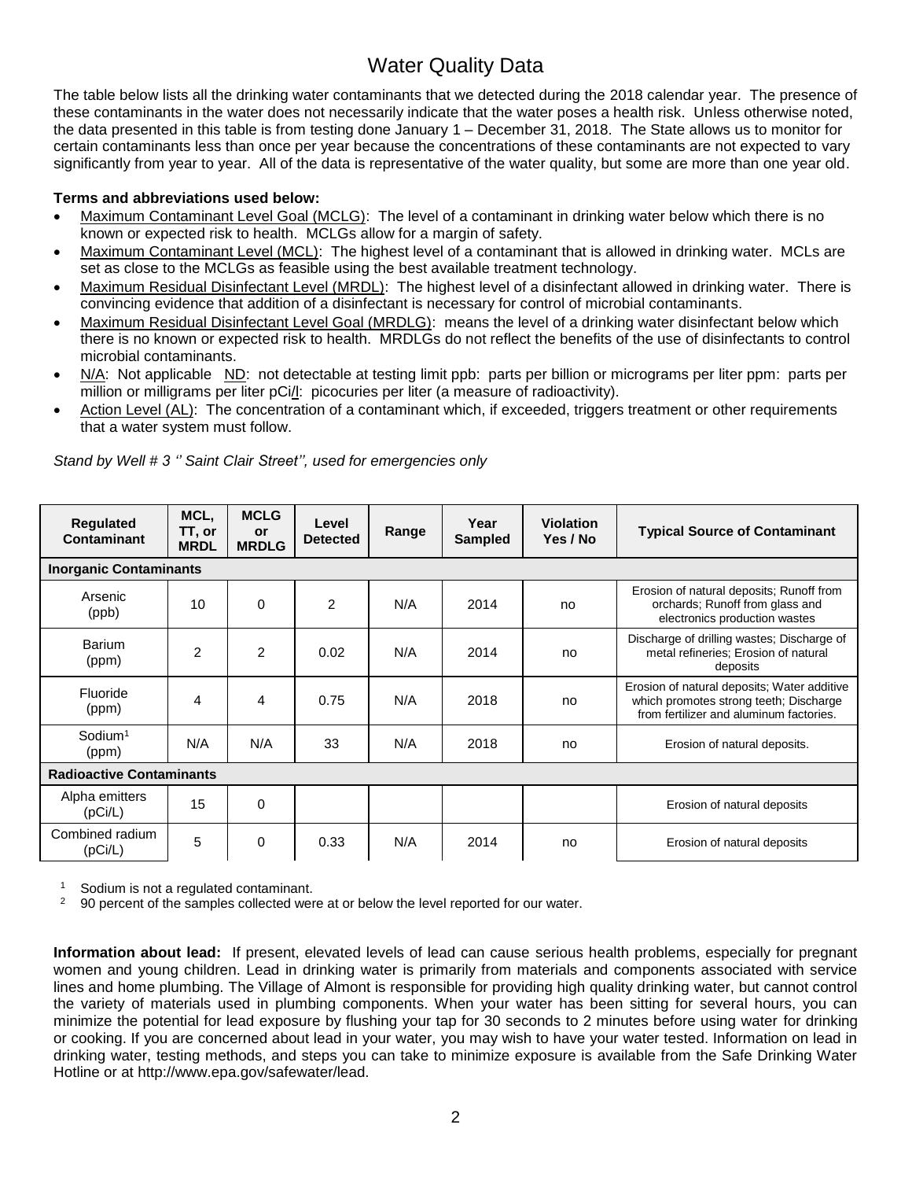# Water Quality Data

The table below lists all the drinking water contaminants that we detected during the 2018 calendar year. The presence of these contaminants in the water does not necessarily indicate that the water poses a health risk. Unless otherwise noted, the data presented in this table is from testing done January 1 – December 31, 2018. The State allows us to monitor for certain contaminants less than once per year because the concentrations of these contaminants are not expected to vary significantly from year to year. All of the data is representative of the water quality, but some are more than one year old.

**Terms and abbreviations used below:**

- Maximum Contaminant Level Goal (MCLG): The level of a contaminant in drinking water below which there is no known or expected risk to health. MCLGs allow for a margin of safety.
- Maximum Contaminant Level (MCL): The highest level of a contaminant that is allowed in drinking water. MCLs are set as close to the MCLGs as feasible using the best available treatment technology.
- Maximum Residual Disinfectant Level (MRDL): The highest level of a disinfectant allowed in drinking water. There is convincing evidence that addition of a disinfectant is necessary for control of microbial contaminants.
- Maximum Residual Disinfectant Level Goal (MRDLG): means the level of a drinking water disinfectant below which there is no known or expected risk to health. MRDLGs do not reflect the benefits of the use of disinfectants to control microbial contaminants.
- N/A: Not applicable ND: not detectable at testing limit ppb: parts per billion or micrograms per liter ppm: parts per million or milligrams per liter pCi/l: picocuries per liter (a measure of radioactivity).
- Action Level (AL): The concentration of a contaminant which, if exceeded, triggers treatment or other requirements that a water system must follow.

*Stand by Well # 3 '' Saint Clair Street'', used for emergencies only*

| Regulated Contaminant | MCL, TT, or MRDL | MCLG or MRDLG | Level Detected | Range | Year Sampled | Violation Yes / No | Typical Source of Contaminant |
|---|---|---|---|---|---|---|---|
| **Inorganic Contaminants** | | | | | | | |
| Arsenic (ppb) | 10 | 0 | 2 | N/A | 2014 | no | Erosion of natural deposits; Runoff from orchards; Runoff from glass and electronics production wastes |
| Barium (ppm) | 2 | 2 | 0.02 | N/A | 2014 | no | Discharge of drilling wastes; Discharge of metal refineries; Erosion of natural deposits |
| Fluoride (ppm) | 4 | 4 | 0.75 | N/A | 2018 | no | Erosion of natural deposits; Water additive which promotes strong teeth; Discharge from fertilizer and aluminum factories. |
| Sodium[1] (ppm) | N/A | N/A | 33 | N/A | 2018 | no | Erosion of natural deposits. |
| **Radioactive Contaminants** | | | | | | | |
| Alpha emitters (pCi/L) | 15 | 0 | | | | | Erosion of natural deposits |
| Combined radium (pCi/L) | 5 | 0 | 0.33 | N/A | 2014 | no | Erosion of natural deposits |

[1] Sodium is not a regulated contaminant.

[2] 90 percent of the samples collected were at or below the level reported for our water.

**Information about lead:** If present, elevated levels of lead can cause serious health problems, especially for pregnant women and young children. Lead in drinking water is primarily from materials and components associated with service lines and home plumbing. The Village of Almont is responsible for providing high quality drinking water, but cannot control the variety of materials used in plumbing components. When your water has been sitting for several hours, you can minimize the potential for lead exposure by flushing your tap for 30 seconds to 2 minutes before using water for drinking or cooking. If you are concerned about lead in your water, you may wish to have your water tested. Information on lead in drinking water, testing methods, and steps you can take to minimize exposure is available from the Safe Drinking Water Hotline or at http://www.epa.gov/safewater/lead.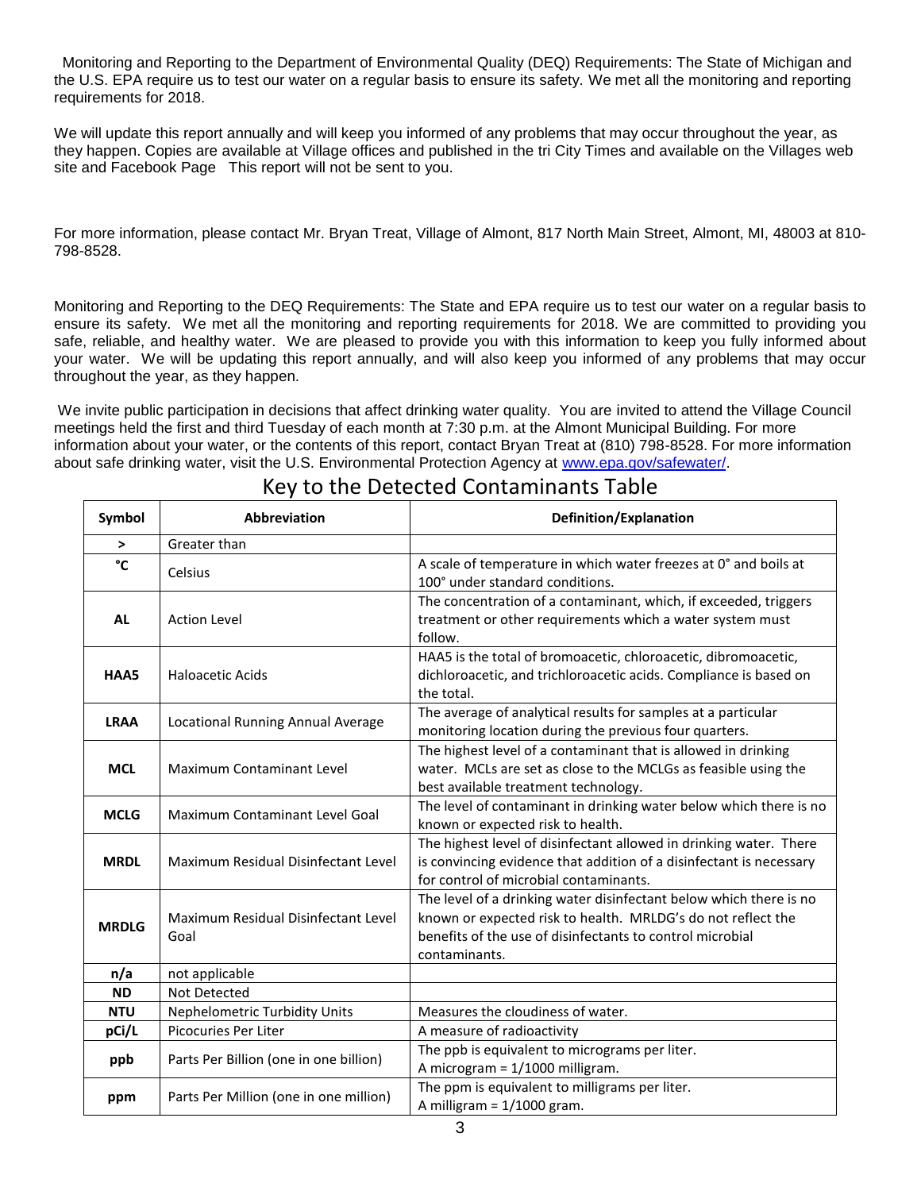Monitoring and Reporting to the Department of Environmental Quality (DEQ) Requirements: The State of Michigan and the U.S. EPA require us to test our water on a regular basis to ensure its safety. We met all the monitoring and reporting requirements for 2018.

We will update this report annually and will keep you informed of any problems that may occur throughout the year, as they happen. Copies are available at Village offices and published in the tri City Times and available on the Villages web site and Facebook Page This report will not be sent to you.

For more information, please contact Mr. Bryan Treat, Village of Almont, 817 North Main Street, Almont, MI, 48003 at 810-798-8528.

Monitoring and Reporting to the DEQ Requirements: The State and EPA require us to test our water on a regular basis to ensure its safety. We met all the monitoring and reporting requirements for 2018. We are committed to providing you safe, reliable, and healthy water. We are pleased to provide you with this information to keep you fully informed about your water. We will be updating this report annually, and will also keep you informed of any problems that may occur throughout the year, as they happen.

We invite public participation in decisions that affect drinking water quality. You are invited to attend the Village Council meetings held the first and third Tuesday of each month at 7:30 p.m. at the Almont Municipal Building. For more information about your water, or the contents of this report, contact Bryan Treat at (810) 798-8528. For more information about safe drinking water, visit the U.S. Environmental Protection Agency at www.epa.gov/safewater/.

## Key to the Detected Contaminants Table

| Symbol | Abbreviation | Definition/Explanation |
|---|---|---|
| > | Greater than | |
| °C | Celsius | A scale of temperature in which water freezes at 0° and boils at 100° under standard conditions. |
| AL | Action Level | The concentration of a contaminant, which, if exceeded, triggers treatment or other requirements which a water system must follow. |
| HAA5 | Haloacetic Acids | HAA5 is the total of bromoacetic, chloroacetic, dibromoacetic, dichloroacetic, and trichloroacetic acids. Compliance is based on the total. |
| LRAA | Locational Running Annual Average | The average of analytical results for samples at a particular monitoring location during the previous four quarters. |
| MCL | Maximum Contaminant Level | The highest level of a contaminant that is allowed in drinking water. MCLs are set as close to the MCLGs as feasible using the best available treatment technology. |
| MCLG | Maximum Contaminant Level Goal | The level of contaminant in drinking water below which there is no known or expected risk to health. |
| MRDL | Maximum Residual Disinfectant Level | The highest level of disinfectant allowed in drinking water. There is convincing evidence that addition of a disinfectant is necessary for control of microbial contaminants. |
| MRDLG | Maximum Residual Disinfectant Level Goal | The level of a drinking water disinfectant below which there is no known or expected risk to health. MRLDG's do not reflect the benefits of the use of disinfectants to control microbial contaminants. |
| n/a | not applicable | |
| ND | Not Detected | |
| NTU | Nephelometric Turbidity Units | Measures the cloudiness of water. |
| pCi/L | Picocuries Per Liter | A measure of radioactivity |
| ppb | Parts Per Billion (one in one billion) | The ppb is equivalent to micrograms per liter. A microgram = 1/1000 milligram. |
| ppm | Parts Per Million (one in one million) | The ppm is equivalent to milligrams per liter. A milligram = 1/1000 gram. |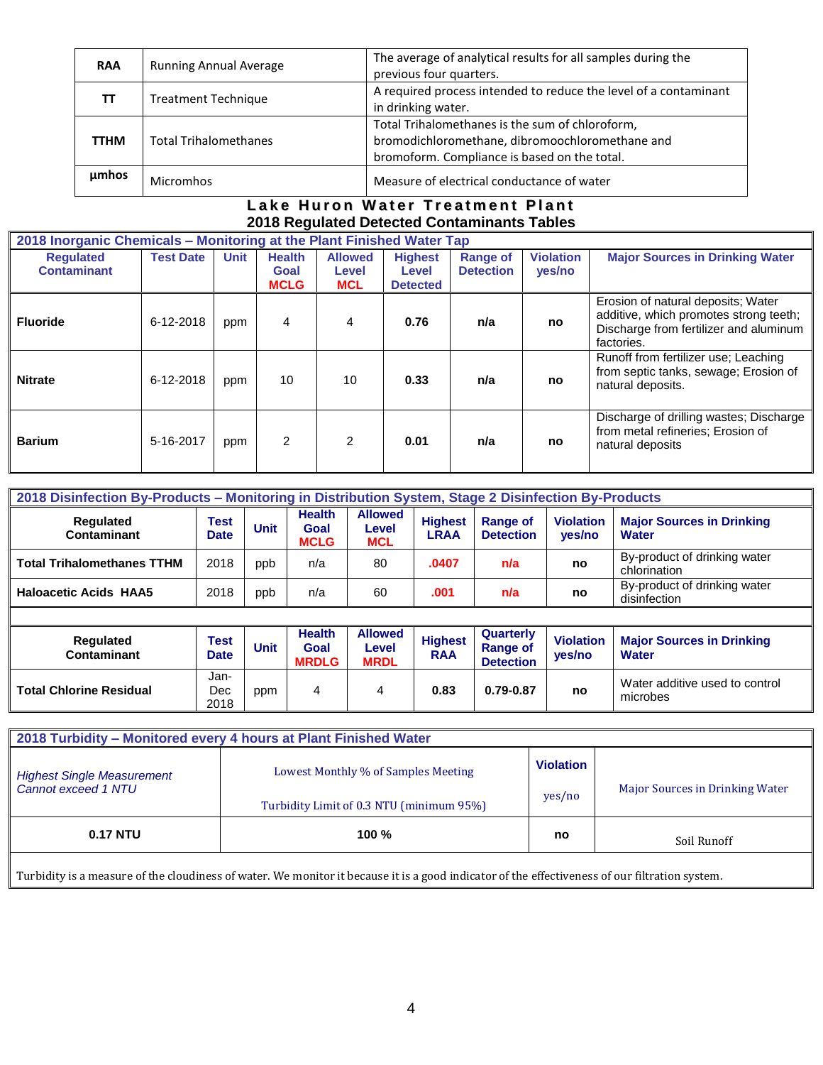| RAA | Running Annual Average | The average of analytical results for all samples during the previous four quarters. |
|---|---|---|
| TT | Treatment Technique | A required process intended to reduce the level of a contaminant in drinking water. |
| TTHM | Total Trihalomethanes | Total Trihalomethanes is the sum of chloroform, bromodichloromethane, dibromoochloromethane and bromoform. Compliance is based on the total. |
| µmhos | Micromhos | Measure of electrical conductance of water |

## Lake Huron Water Treatment Plant

## 2018 Regulated Detected Contaminants Tables

**2018 Inorganic Chemicals – Monitoring at the Plant Finished Water Tap**

| Regulated Contaminant | Test Date | Unit | Health Goal MCLG | Allowed Level MCL | Highest Level Detected | Range of Detection | Violation yes/no | Major Sources in Drinking Water |
|---|---|---|---|---|---|---|---|---|
| **Fluoride** | 6-12-2018 | ppm | 4 | 4 | **0.76** | **n/a** | **no** | Erosion of natural deposits; Water additive, which promotes strong teeth; Discharge from fertilizer and aluminum factories. |
| **Nitrate** | 6-12-2018 | ppm | 10 | 10 | **0.33** | **n/a** | **no** | Runoff from fertilizer use; Leaching from septic tanks, sewage; Erosion of natural deposits. |
| **Barium** | 5-16-2017 | ppm | 2 | 2 | **0.01** | **n/a** | **no** | Discharge of drilling wastes; Discharge from metal refineries; Erosion of natural deposits |

**2018 Disinfection By-Products – Monitoring in Distribution System, Stage 2 Disinfection By-Products**

| Regulated Contaminant | Test Date | Unit | Health Goal MCLG | Allowed Level MCL | Highest LRAA | Range of Detection | Violation yes/no | Major Sources in Drinking Water |
|---|---|---|---|---|---|---|---|---|
| **Total Trihalomethanes TTHM** | 2018 | ppb | n/a | 80 | **.0407** | **n/a** | **no** | By-product of drinking water chlorination |
| **Haloacetic Acids HAA5** | 2018 | ppb | n/a | 60 | **.001** | **n/a** | **no** | By-product of drinking water disinfection |

| Regulated Contaminant | Test Date | Unit | Health Goal MRDLG | Allowed Level MRDL | Highest RAA | Quarterly Range of Detection | Violation yes/no | Major Sources in Drinking Water |
|---|---|---|---|---|---|---|---|---|
| **Total Chlorine Residual** | Jan-Dec 2018 | ppm | 4 | 4 | **0.83** | **0.79-0.87** | **no** | Water additive used to control microbes |

**2018 Turbidity – Monitored every 4 hours at Plant Finished Water**

| *Highest Single Measurement Cannot exceed 1 NTU* | Lowest Monthly % of Samples Meeting Turbidity Limit of 0.3 NTU (minimum 95%) | Violation yes/no | Major Sources in Drinking Water |
|---|---|---|---|
| **0.17 NTU** | **100 %** | **no** | Soil Runoff |

Turbidity is a measure of the cloudiness of water. We monitor it because it is a good indicator of the effectiveness of our filtration system.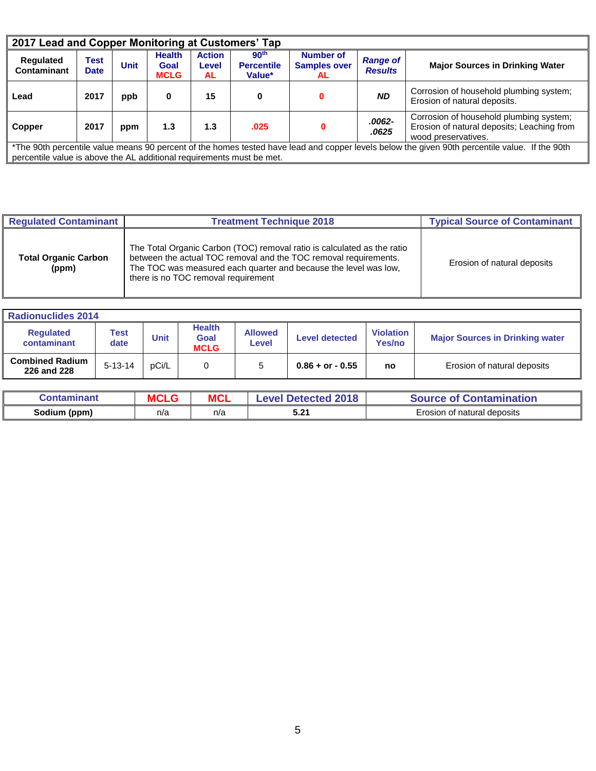## 2017 Lead and Copper Monitoring at Customers' Tap

| Regulated Contaminant | Test Date | Unit | Health Goal MCLG | Action Level AL | 90th Percentile Value* | Number of Samples over AL | *Range of Results* | Major Sources in Drinking Water |
|---|---|---|---|---|---|---|---|---|
| **Lead** | **2017** | **ppb** | **0** | **15** | **0** | **0** | ***ND*** | Corrosion of household plumbing system; Erosion of natural deposits. |
| **Copper** | **2017** | **ppm** | **1.3** | **1.3** | **.025** | **0** | ***.0062-.0625*** | Corrosion of household plumbing system; Erosion of natural deposits; Leaching from wood preservatives. |

*The 90th percentile value means 90 percent of the homes tested have lead and copper levels below the given 90th percentile value. If the 90th percentile value is above the AL additional requirements must be met.

| Regulated Contaminant | Treatment Technique 2018 | Typical Source of Contaminant |
|---|---|---|
| **Total Organic Carbon (ppm)** | The Total Organic Carbon (TOC) removal ratio is calculated as the ratio between the actual TOC removal and the TOC removal requirements. The TOC was measured each quarter and because the level was low, there is no TOC removal requirement | Erosion of natural deposits |

## Radionuclides 2014

| Regulated contaminant | Test date | Unit | Health Goal MCLG | Allowed Level | Level detected | Violation Yes/no | Major Sources in Drinking water |
|---|---|---|---|---|---|---|---|
| **Combined Radium 226 and 228** | 5-13-14 | pCi/L | 0 | 5 | **0.86 + or - 0.55** | **no** | Erosion of natural deposits |

| Contaminant | MCLG | MCL | Level Detected 2018 | Source of Contamination |
|---|---|---|---|---|
| **Sodium (ppm)** | n/a | n/a | **5.21** | Erosion of natural deposits |